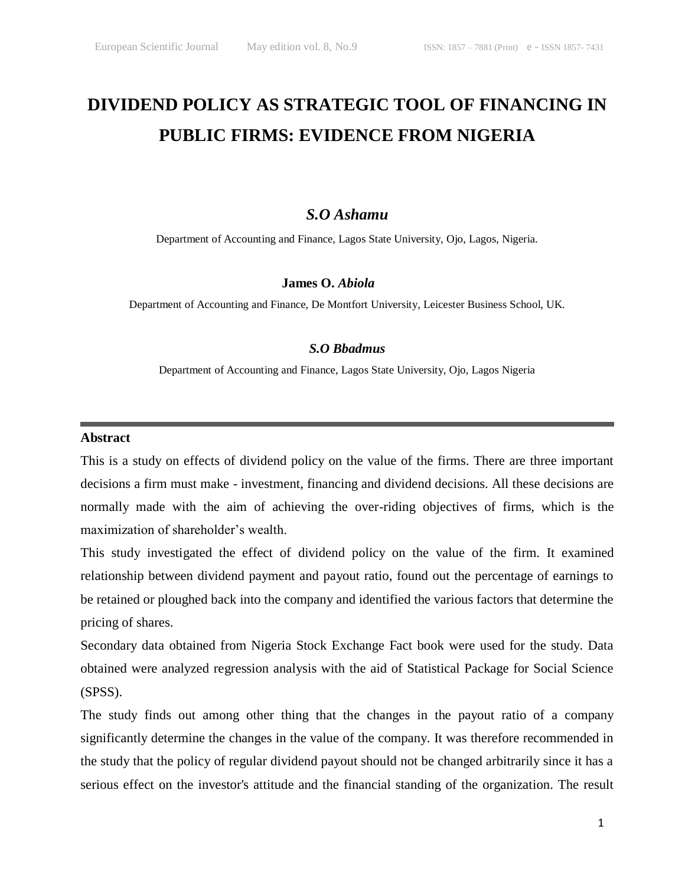# DIVIDEND POLICY AS STRATEGIC TOOL OF FINANCING IN PUBLIC FIRMS: EVIDENCE FROM NIGERIA

***S.O Ashamu***

Department of Accounting and Finance, Lagos State University, Ojo, Lagos, Nigeria.

**James O. *Abiola***

Department of Accounting and Finance, De Montfort University, Leicester Business School, UK.

***S.O Bbadmus***

Department of Accounting and Finance, Lagos State University, Ojo, Lagos Nigeria

---

**Abstract**

This is a study on effects of dividend policy on the value of the firms. There are three important decisions a firm must make - investment, financing and dividend decisions. All these decisions are normally made with the aim of achieving the over-riding objectives of firms, which is the maximization of shareholder's wealth.

This study investigated the effect of dividend policy on the value of the firm. It examined relationship between dividend payment and payout ratio, found out the percentage of earnings to be retained or ploughed back into the company and identified the various factors that determine the pricing of shares.

Secondary data obtained from Nigeria Stock Exchange Fact book were used for the study. Data obtained were analyzed regression analysis with the aid of Statistical Package for Social Science (SPSS).

The study finds out among other thing that the changes in the payout ratio of a company significantly determine the changes in the value of the company. It was therefore recommended in the study that the policy of regular dividend payout should not be changed arbitrarily since it has a serious effect on the investor's attitude and the financial standing of the organization. The result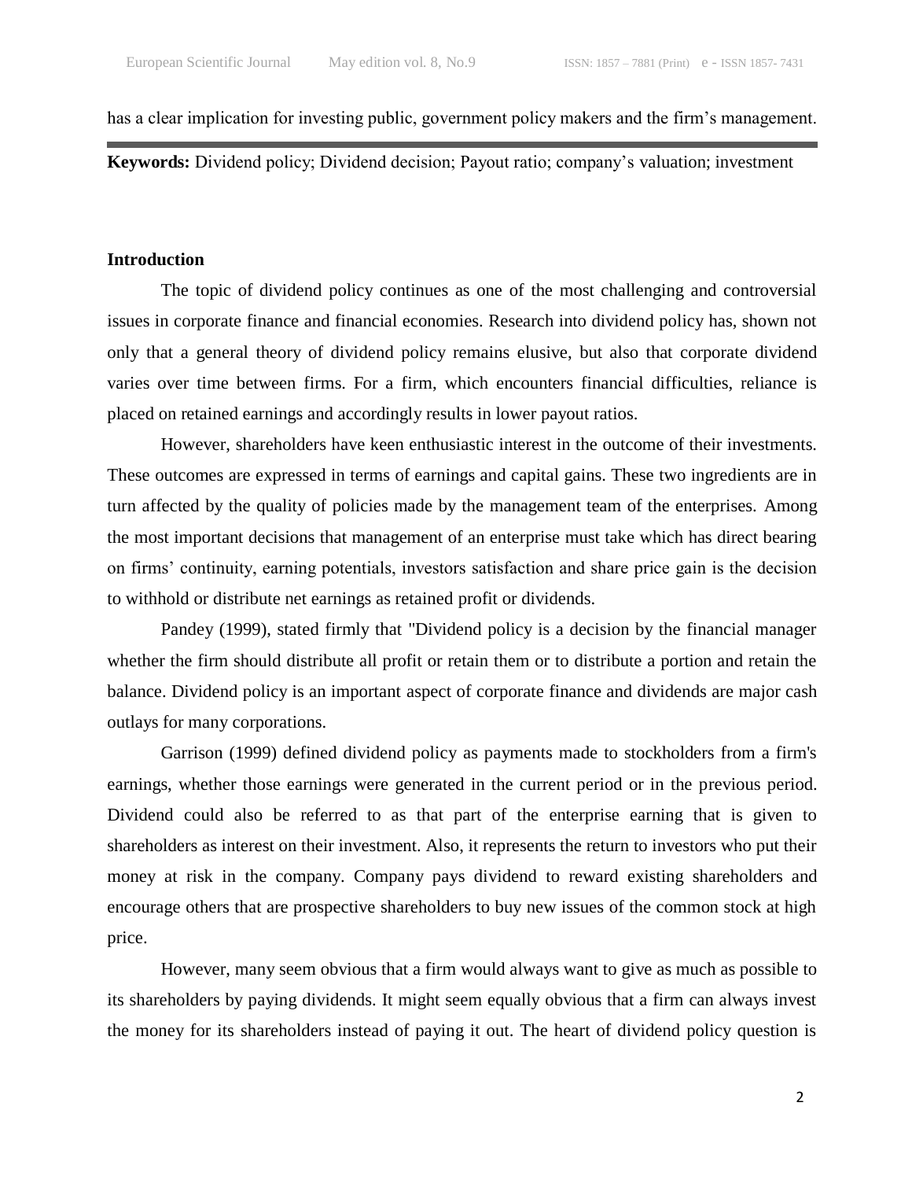has a clear implication for investing public, government policy makers and the firm's management.

**Keywords:** Dividend policy; Dividend decision; Payout ratio; company's valuation; investment

## Introduction

The topic of dividend policy continues as one of the most challenging and controversial issues in corporate finance and financial economies. Research into dividend policy has, shown not only that a general theory of dividend policy remains elusive, but also that corporate dividend varies over time between firms. For a firm, which encounters financial difficulties, reliance is placed on retained earnings and accordingly results in lower payout ratios.

However, shareholders have keen enthusiastic interest in the outcome of their investments. These outcomes are expressed in terms of earnings and capital gains. These two ingredients are in turn affected by the quality of policies made by the management team of the enterprises. Among the most important decisions that management of an enterprise must take which has direct bearing on firms' continuity, earning potentials, investors satisfaction and share price gain is the decision to withhold or distribute net earnings as retained profit or dividends.

Pandey (1999), stated firmly that "Dividend policy is a decision by the financial manager whether the firm should distribute all profit or retain them or to distribute a portion and retain the balance. Dividend policy is an important aspect of corporate finance and dividends are major cash outlays for many corporations.

Garrison (1999) defined dividend policy as payments made to stockholders from a firm's earnings, whether those earnings were generated in the current period or in the previous period. Dividend could also be referred to as that part of the enterprise earning that is given to shareholders as interest on their investment. Also, it represents the return to investors who put their money at risk in the company. Company pays dividend to reward existing shareholders and encourage others that are prospective shareholders to buy new issues of the common stock at high price.

However, many seem obvious that a firm would always want to give as much as possible to its shareholders by paying dividends. It might seem equally obvious that a firm can always invest the money for its shareholders instead of paying it out. The heart of dividend policy question is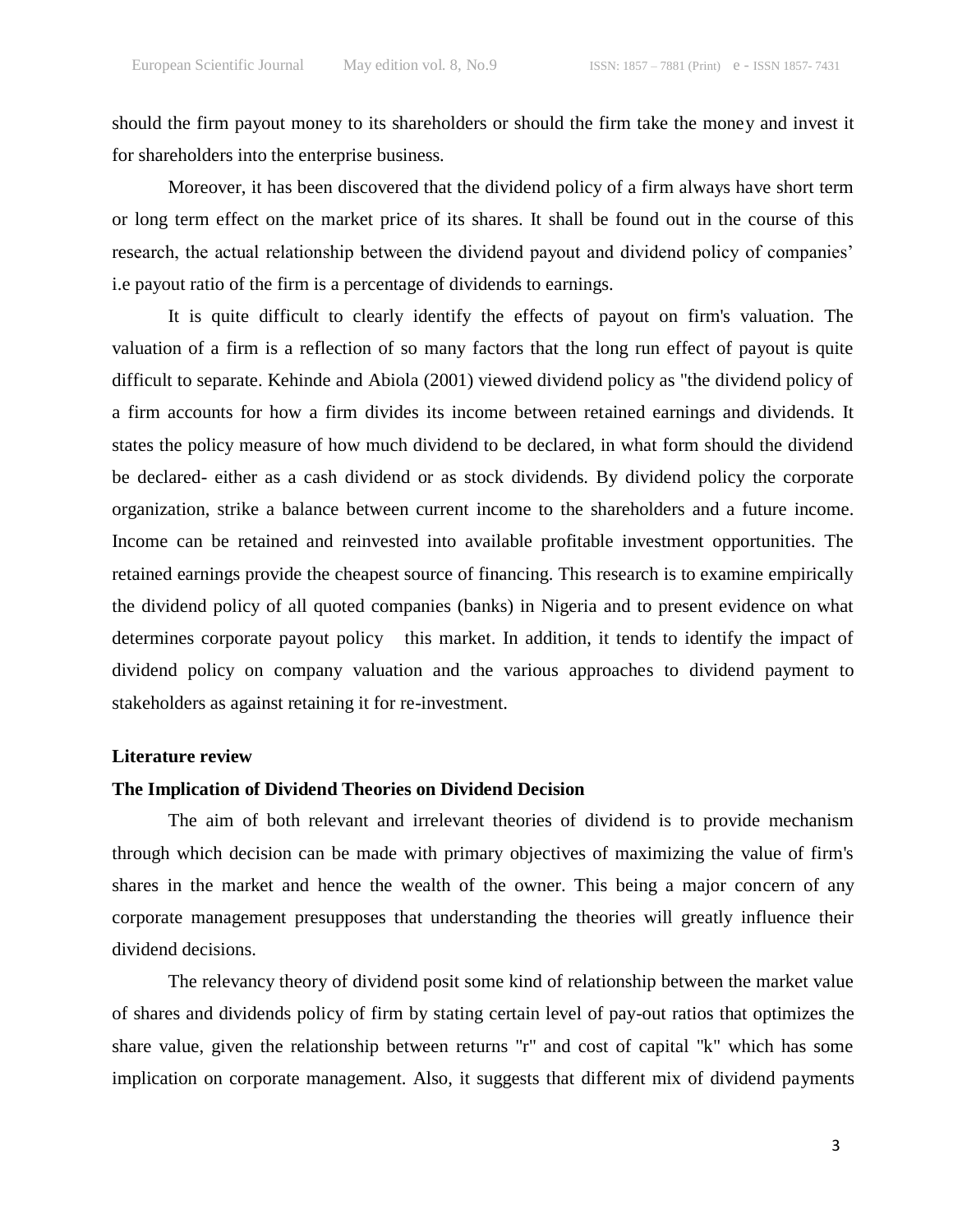should the firm payout money to its shareholders or should the firm take the money and invest it for shareholders into the enterprise business.

Moreover, it has been discovered that the dividend policy of a firm always have short term or long term effect on the market price of its shares. It shall be found out in the course of this research, the actual relationship between the dividend payout and dividend policy of companies' i.e payout ratio of the firm is a percentage of dividends to earnings.

It is quite difficult to clearly identify the effects of payout on firm's valuation. The valuation of a firm is a reflection of so many factors that the long run effect of payout is quite difficult to separate. Kehinde and Abiola (2001) viewed dividend policy as "the dividend policy of a firm accounts for how a firm divides its income between retained earnings and dividends. It states the policy measure of how much dividend to be declared, in what form should the dividend be declared- either as a cash dividend or as stock dividends. By dividend policy the corporate organization, strike a balance between current income to the shareholders and a future income. Income can be retained and reinvested into available profitable investment opportunities. The retained earnings provide the cheapest source of financing. This research is to examine empirically the dividend policy of all quoted companies (banks) in Nigeria and to present evidence on what determines corporate payout policy this market. In addition, it tends to identify the impact of dividend policy on company valuation and the various approaches to dividend payment to stakeholders as against retaining it for re-investment.

## Literature review

### The Implication of Dividend Theories on Dividend Decision

The aim of both relevant and irrelevant theories of dividend is to provide mechanism through which decision can be made with primary objectives of maximizing the value of firm's shares in the market and hence the wealth of the owner. This being a major concern of any corporate management presupposes that understanding the theories will greatly influence their dividend decisions.

The relevancy theory of dividend posit some kind of relationship between the market value of shares and dividends policy of firm by stating certain level of pay-out ratios that optimizes the share value, given the relationship between returns "r" and cost of capital "k" which has some implication on corporate management. Also, it suggests that different mix of dividend payments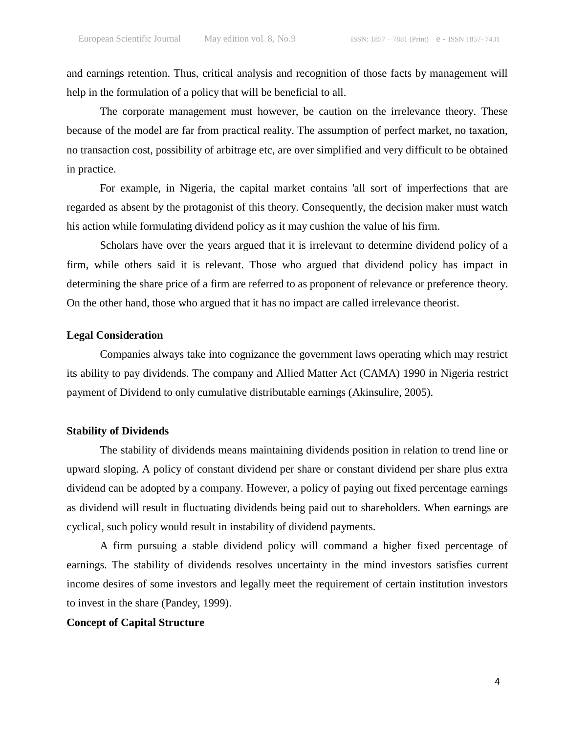and earnings retention. Thus, critical analysis and recognition of those facts by management will help in the formulation of a policy that will be beneficial to all.

The corporate management must however, be caution on the irrelevance theory. These because of the model are far from practical reality. The assumption of perfect market, no taxation, no transaction cost, possibility of arbitrage etc, are over simplified and very difficult to be obtained in practice.

For example, in Nigeria, the capital market contains 'all sort of imperfections that are regarded as absent by the protagonist of this theory. Consequently, the decision maker must watch his action while formulating dividend policy as it may cushion the value of his firm.

Scholars have over the years argued that it is irrelevant to determine dividend policy of a firm, while others said it is relevant. Those who argued that dividend policy has impact in determining the share price of a firm are referred to as proponent of relevance or preference theory. On the other hand, those who argued that it has no impact are called irrelevance theorist.

**Legal Consideration**

Companies always take into cognizance the government laws operating which may restrict its ability to pay dividends. The company and Allied Matter Act (CAMA) 1990 in Nigeria restrict payment of Dividend to only cumulative distributable earnings (Akinsulire, 2005).

**Stability of Dividends**

The stability of dividends means maintaining dividends position in relation to trend line or upward sloping. A policy of constant dividend per share or constant dividend per share plus extra dividend can be adopted by a company. However, a policy of paying out fixed percentage earnings as dividend will result in fluctuating dividends being paid out to shareholders. When earnings are cyclical, such policy would result in instability of dividend payments.

A firm pursuing a stable dividend policy will command a higher fixed percentage of earnings. The stability of dividends resolves uncertainty in the mind investors satisfies current income desires of some investors and legally meet the requirement of certain institution investors to invest in the share (Pandey, 1999).

**Concept of Capital Structure**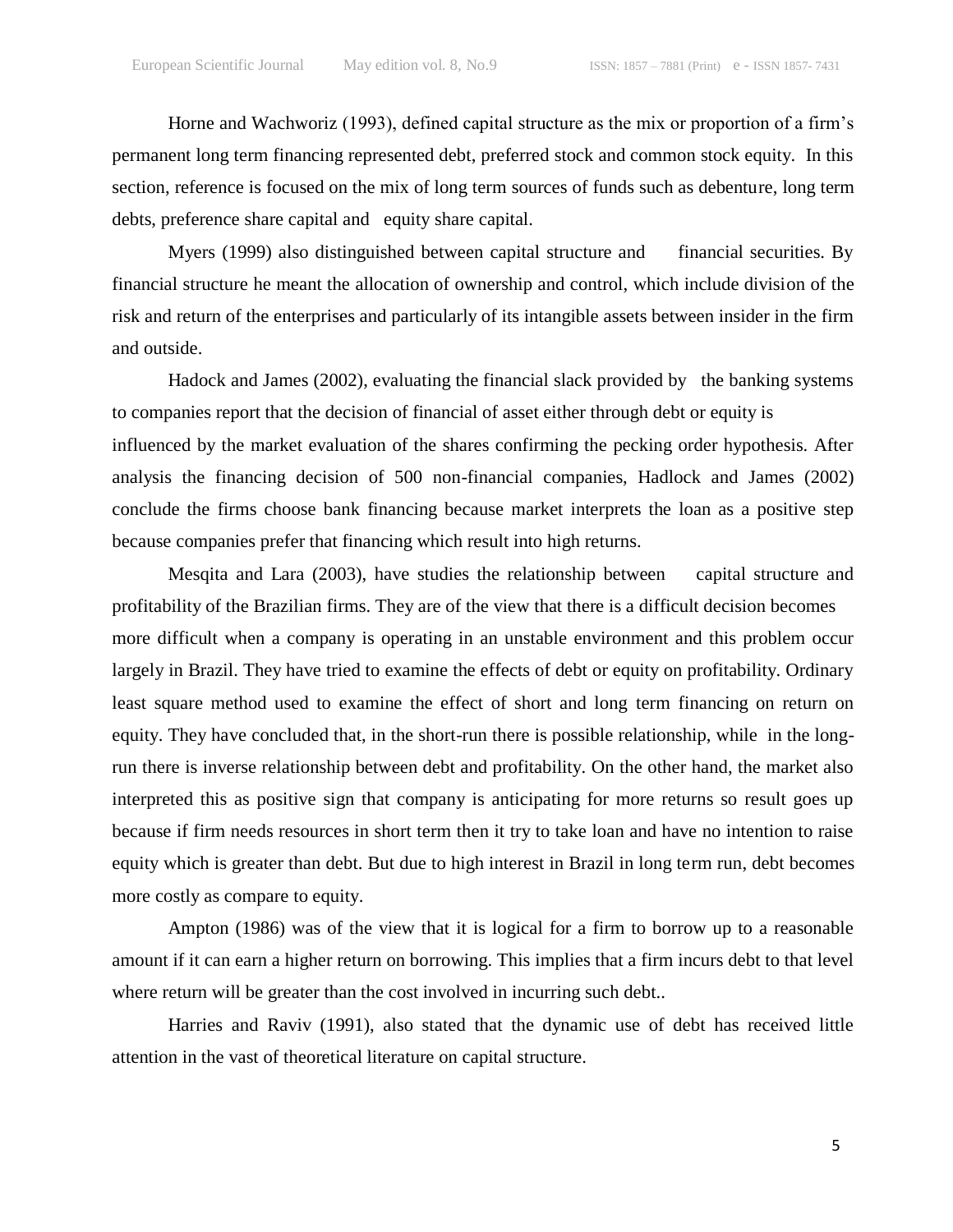Horne and Wachworiz (1993), defined capital structure as the mix or proportion of a firm's permanent long term financing represented debt, preferred stock and common stock equity. In this section, reference is focused on the mix of long term sources of funds such as debenture, long term debts, preference share capital and equity share capital.

Myers (1999) also distinguished between capital structure and financial securities. By financial structure he meant the allocation of ownership and control, which include division of the risk and return of the enterprises and particularly of its intangible assets between insider in the firm and outside.

Hadock and James (2002), evaluating the financial slack provided by the banking systems to companies report that the decision of financial of asset either through debt or equity is influenced by the market evaluation of the shares confirming the pecking order hypothesis. After analysis the financing decision of 500 non-financial companies, Hadlock and James (2002) conclude the firms choose bank financing because market interprets the loan as a positive step because companies prefer that financing which result into high returns.

Mesqita and Lara (2003), have studies the relationship between capital structure and profitability of the Brazilian firms. They are of the view that there is a difficult decision becomes more difficult when a company is operating in an unstable environment and this problem occur largely in Brazil. They have tried to examine the effects of debt or equity on profitability. Ordinary least square method used to examine the effect of short and long term financing on return on equity. They have concluded that, in the short-run there is possible relationship, while in the long-run there is inverse relationship between debt and profitability. On the other hand, the market also interpreted this as positive sign that company is anticipating for more returns so result goes up because if firm needs resources in short term then it try to take loan and have no intention to raise equity which is greater than debt. But due to high interest in Brazil in long term run, debt becomes more costly as compare to equity.

Ampton (1986) was of the view that it is logical for a firm to borrow up to a reasonable amount if it can earn a higher return on borrowing. This implies that a firm incurs debt to that level where return will be greater than the cost involved in incurring such debt..

Harries and Raviv (1991), also stated that the dynamic use of debt has received little attention in the vast of theoretical literature on capital structure.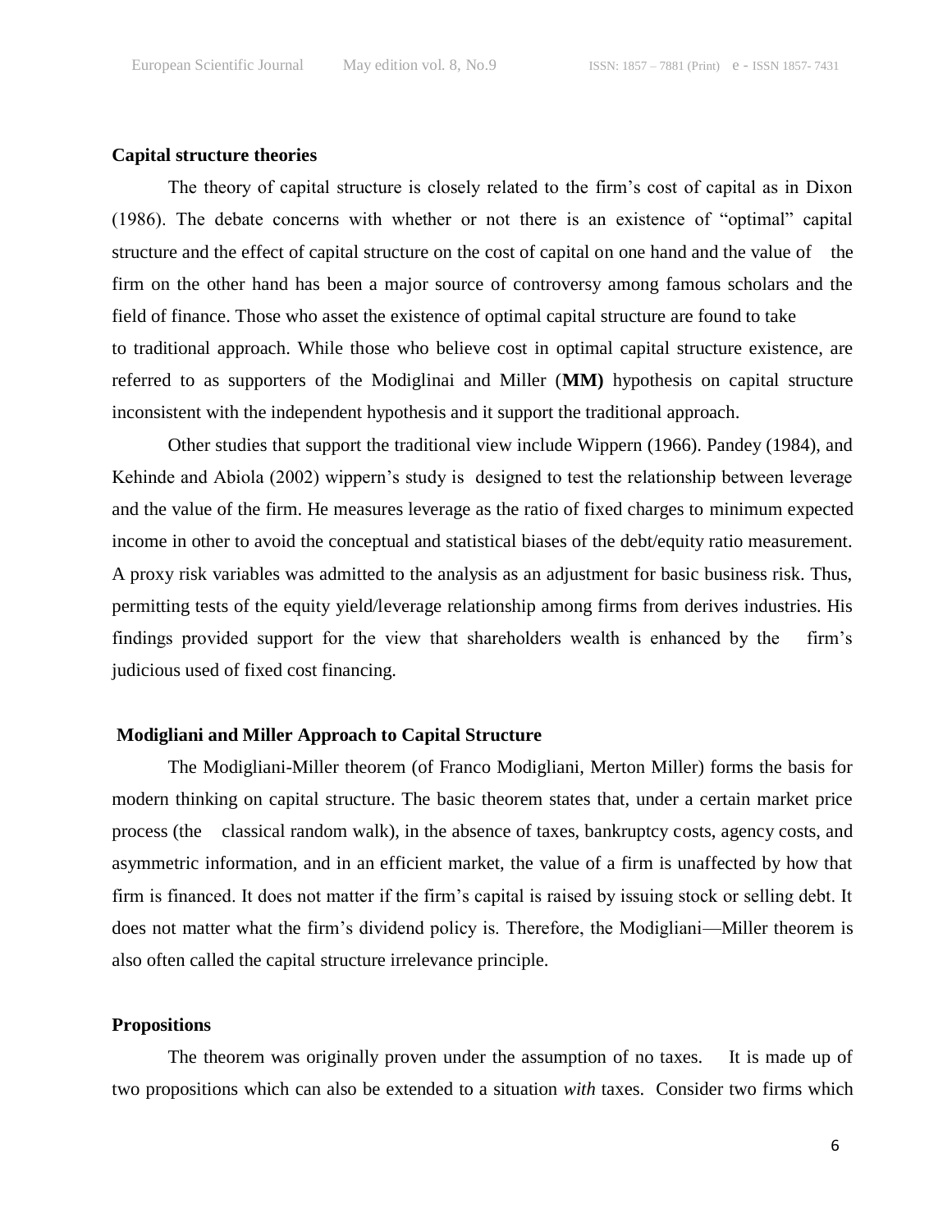**Capital structure theories**

The theory of capital structure is closely related to the firm's cost of capital as in Dixon (1986). The debate concerns with whether or not there is an existence of "optimal" capital structure and the effect of capital structure on the cost of capital on one hand and the value of the firm on the other hand has been a major source of controversy among famous scholars and the field of finance. Those who asset the existence of optimal capital structure are found to take to traditional approach. While those who believe cost in optimal capital structure existence, are referred to as supporters of the Modiglinai and Miller (**MM)** hypothesis on capital structure inconsistent with the independent hypothesis and it support the traditional approach.

Other studies that support the traditional view include Wippern (1966). Pandey (1984), and Kehinde and Abiola (2002) wippern's study is designed to test the relationship between leverage and the value of the firm. He measures leverage as the ratio of fixed charges to minimum expected income in other to avoid the conceptual and statistical biases of the debt/equity ratio measurement. A proxy risk variables was admitted to the analysis as an adjustment for basic business risk. Thus, permitting tests of the equity yield/leverage relationship among firms from derives industries. His findings provided support for the view that shareholders wealth is enhanced by the firm's judicious used of fixed cost financing.

**Modigliani and Miller Approach to Capital Structure**

The Modigliani-Miller theorem (of Franco Modigliani, Merton Miller) forms the basis for modern thinking on capital structure. The basic theorem states that, under a certain market price process (the classical random walk), in the absence of taxes, bankruptcy costs, agency costs, and asymmetric information, and in an efficient market, the value of a firm is unaffected by how that firm is financed. It does not matter if the firm's capital is raised by issuing stock or selling debt. It does not matter what the firm's dividend policy is. Therefore, the Modigliani—Miller theorem is also often called the capital structure irrelevance principle.

**Propositions**

The theorem was originally proven under the assumption of no taxes. It is made up of two propositions which can also be extended to a situation *with* taxes. Consider two firms which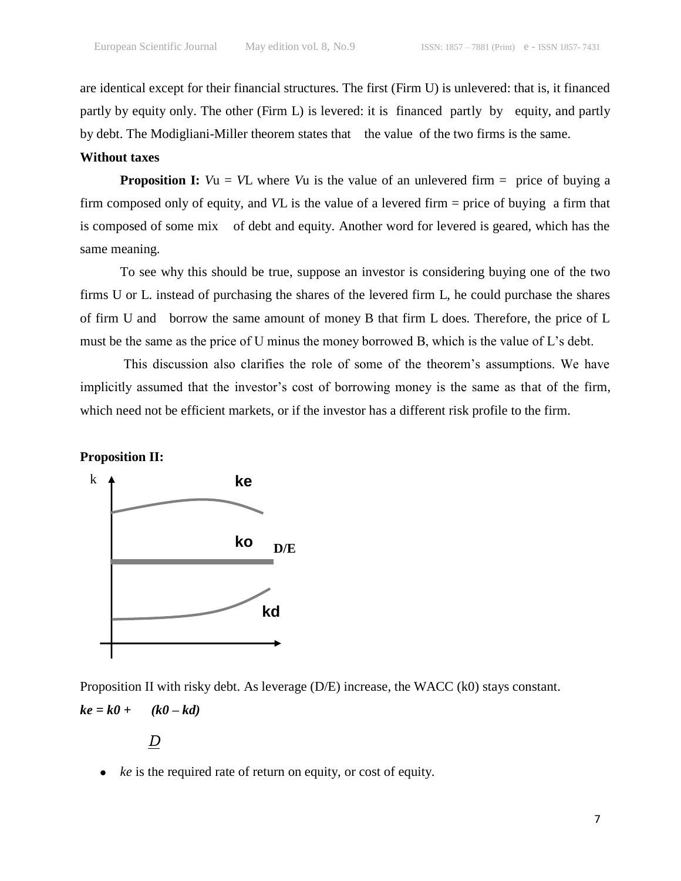are identical except for their financial structures. The first (Firm U) is unlevered: that is, it financed partly by equity only. The other (Firm L) is levered: it is financed partly by equity, and partly by debt. The Modigliani-Miller theorem states that the value of the two firms is the same.

**Without taxes**

**Proposition I:** $V_u = V_L$ where $V_u$ is the value of an unlevered firm = price of buying a firm composed only of equity, and $V_L$ is the value of a levered firm = price of buying a firm that is composed of some mix of debt and equity. Another word for levered is geared, which has the same meaning.

To see why this should be true, suppose an investor is considering buying one of the two firms U or L. instead of purchasing the shares of the levered firm L, he could purchase the shares of firm U and borrow the same amount of money B that firm L does. Therefore, the price of L must be the same as the price of U minus the money borrowed B, which is the value of L's debt.

This discussion also clarifies the role of some of the theorem's assumptions. We have implicitly assumed that the investor's cost of borrowing money is the same as that of the firm, which need not be efficient markets, or if the investor has a different risk profile to the firm.

**Proposition II:**

k — ke — ko — D/E — kd

Proposition II with risky debt. As leverage (D/E) increase, the WACC (k0) stays constant.

$$ke = k0 + \frac{D}{E}(k0 - kd)$$

- *ke* is the required rate of return on equity, or cost of equity.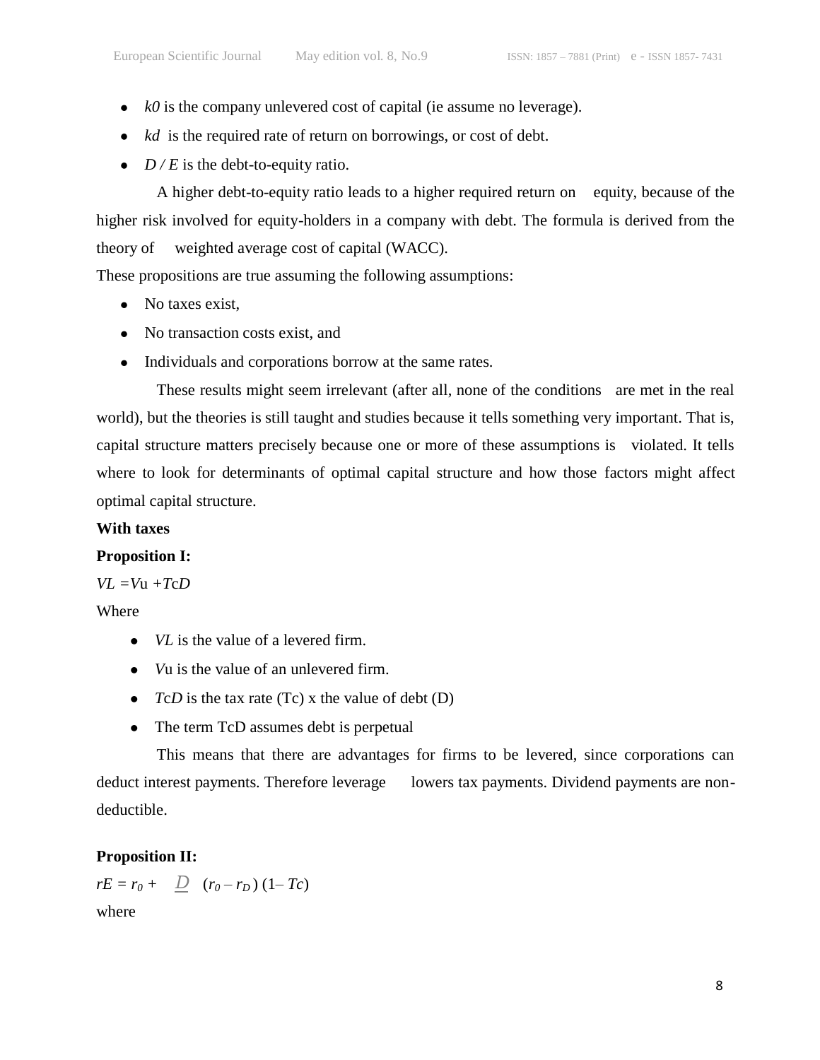- $k_0$ is the company unlevered cost of capital (ie assume no leverage).
- $k_d$ is the required rate of return on borrowings, or cost of debt.
- $D / E$ is the debt-to-equity ratio.

A higher debt-to-equity ratio leads to a higher required return on equity, because of the higher risk involved for equity-holders in a company with debt. The formula is derived from the theory of weighted average cost of capital (WACC).

These propositions are true assuming the following assumptions:

- No taxes exist,
- No transaction costs exist, and
- Individuals and corporations borrow at the same rates.

These results might seem irrelevant (after all, none of the conditions are met in the real world), but the theories is still taught and studies because it tells something very important. That is, capital structure matters precisely because one or more of these assumptions is violated. It tells where to look for determinants of optimal capital structure and how those factors might affect optimal capital structure.

**With taxes**

**Proposition I:**

$V_L = V_u + T_c D$

Where

- $V_L$ is the value of a levered firm.
- $V_u$ is the value of an unlevered firm.
- $T_c D$ is the tax rate ($T_c$) x the value of debt (D)
- The term $T_c D$ assumes debt is perpetual

This means that there are advantages for firms to be levered, since corporations can deduct interest payments. Therefore leverage lowers tax payments. Dividend payments are non-deductible.

**Proposition II:**

$$r_E = r_0 + \frac{D}{E}(r_0 - r_D)(1 - T_c)$$

where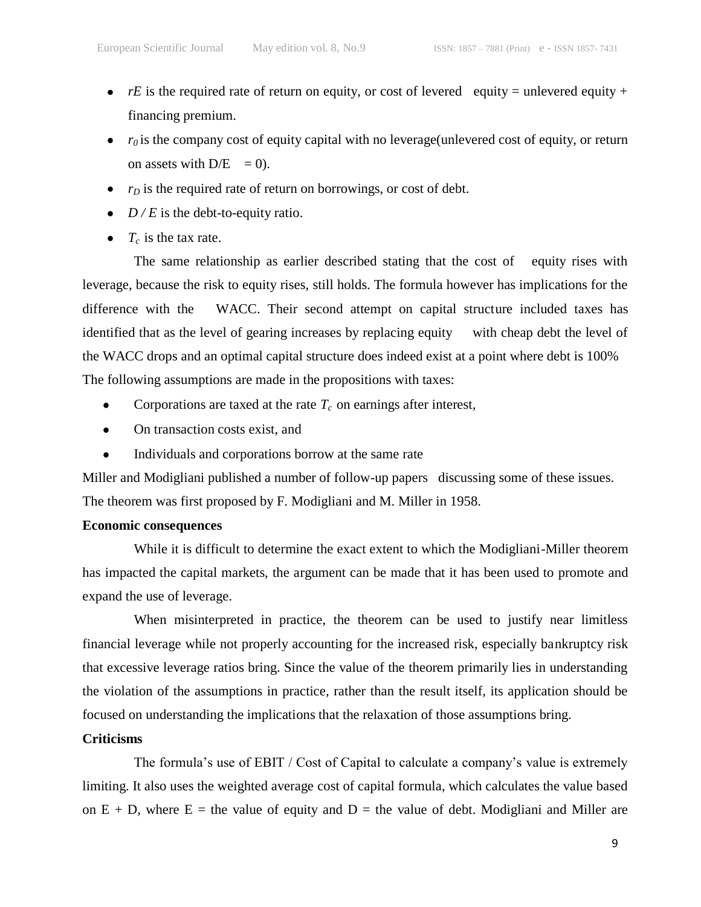- $rE$ is the required rate of return on equity, or cost of levered equity = unlevered equity + financing premium.
- $r_0$ is the company cost of equity capital with no leverage(unlevered cost of equity, or return on assets with D/E = 0).
- $r_D$ is the required rate of return on borrowings, or cost of debt.
- $D / E$ is the debt-to-equity ratio.
- $T_c$ is the tax rate.

The same relationship as earlier described stating that the cost of equity rises with leverage, because the risk to equity rises, still holds. The formula however has implications for the difference with the WACC. Their second attempt on capital structure included taxes has identified that as the level of gearing increases by replacing equity with cheap debt the level of the WACC drops and an optimal capital structure does indeed exist at a point where debt is 100%

The following assumptions are made in the propositions with taxes:

- Corporations are taxed at the rate $T_c$ on earnings after interest,
- On transaction costs exist, and
- Individuals and corporations borrow at the same rate

Miller and Modigliani published a number of follow-up papers discussing some of these issues. The theorem was first proposed by F. Modigliani and M. Miller in 1958.

**Economic consequences**

While it is difficult to determine the exact extent to which the Modigliani-Miller theorem has impacted the capital markets, the argument can be made that it has been used to promote and expand the use of leverage.

When misinterpreted in practice, the theorem can be used to justify near limitless financial leverage while not properly accounting for the increased risk, especially bankruptcy risk that excessive leverage ratios bring. Since the value of the theorem primarily lies in understanding the violation of the assumptions in practice, rather than the result itself, its application should be focused on understanding the implications that the relaxation of those assumptions bring.

**Criticisms**

The formula's use of EBIT / Cost of Capital to calculate a company's value is extremely limiting. It also uses the weighted average cost of capital formula, which calculates the value based on E + D, where E = the value of equity and D = the value of debt. Modigliani and Miller are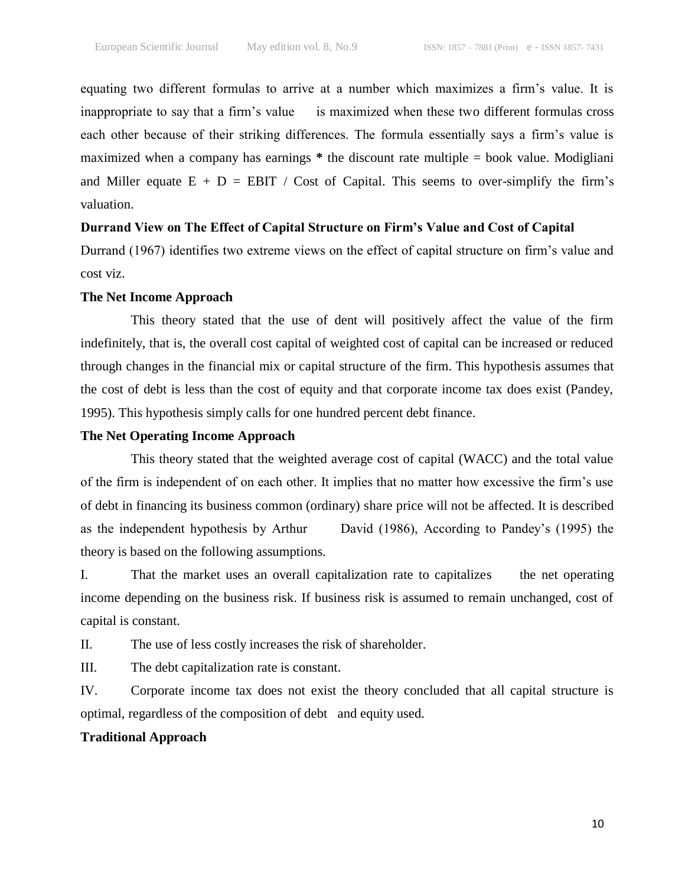equating two different formulas to arrive at a number which maximizes a firm's value. It is inappropriate to say that a firm's value is maximized when these two different formulas cross each other because of their striking differences. The formula essentially says a firm's value is maximized when a company has earnings * the discount rate multiple = book value. Modigliani and Miller equate E + D = EBIT / Cost of Capital. This seems to over-simplify the firm's valuation.

**Durrand View on The Effect of Capital Structure on Firm's Value and Cost of Capital**

Durrand (1967) identifies two extreme views on the effect of capital structure on firm's value and cost viz.

**The Net Income Approach**

This theory stated that the use of dent will positively affect the value of the firm indefinitely, that is, the overall cost capital of weighted cost of capital can be increased or reduced through changes in the financial mix or capital structure of the firm. This hypothesis assumes that the cost of debt is less than the cost of equity and that corporate income tax does exist (Pandey, 1995). This hypothesis simply calls for one hundred percent debt finance.

**The Net Operating Income Approach**

This theory stated that the weighted average cost of capital (WACC) and the total value of the firm is independent of on each other. It implies that no matter how excessive the firm's use of debt in financing its business common (ordinary) share price will not be affected. It is described as the independent hypothesis by Arthur David (1986), According to Pandey's (1995) the theory is based on the following assumptions.

I. That the market uses an overall capitalization rate to capitalizes the net operating income depending on the business risk. If business risk is assumed to remain unchanged, cost of capital is constant.

II. The use of less costly increases the risk of shareholder.

III. The debt capitalization rate is constant.

IV. Corporate income tax does not exist the theory concluded that all capital structure is optimal, regardless of the composition of debt and equity used.

**Traditional Approach**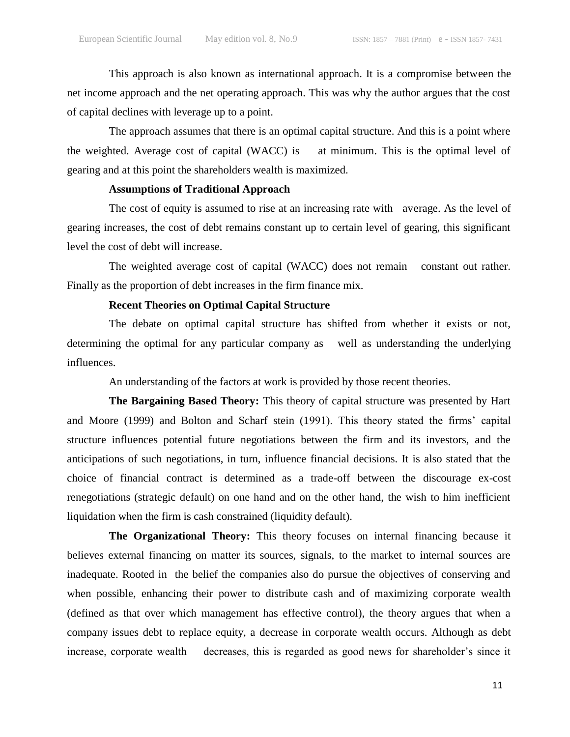This approach is also known as international approach. It is a compromise between the net income approach and the net operating approach. This was why the author argues that the cost of capital declines with leverage up to a point.

The approach assumes that there is an optimal capital structure. And this is a point where the weighted. Average cost of capital (WACC) is at minimum. This is the optimal level of gearing and at this point the shareholders wealth is maximized.

**Assumptions of Traditional Approach**

The cost of equity is assumed to rise at an increasing rate with average. As the level of gearing increases, the cost of debt remains constant up to certain level of gearing, this significant level the cost of debt will increase.

The weighted average cost of capital (WACC) does not remain constant out rather. Finally as the proportion of debt increases in the firm finance mix.

**Recent Theories on Optimal Capital Structure**

The debate on optimal capital structure has shifted from whether it exists or not, determining the optimal for any particular company as well as understanding the underlying influences.

An understanding of the factors at work is provided by those recent theories.

**The Bargaining Based Theory:** This theory of capital structure was presented by Hart and Moore (1999) and Bolton and Scharf stein (1991). This theory stated the firms' capital structure influences potential future negotiations between the firm and its investors, and the anticipations of such negotiations, in turn, influence financial decisions. It is also stated that the choice of financial contract is determined as a trade-off between the discourage ex-cost renegotiations (strategic default) on one hand and on the other hand, the wish to him inefficient liquidation when the firm is cash constrained (liquidity default).

**The Organizational Theory:** This theory focuses on internal financing because it believes external financing on matter its sources, signals, to the market to internal sources are inadequate. Rooted in the belief the companies also do pursue the objectives of conserving and when possible, enhancing their power to distribute cash and of maximizing corporate wealth (defined as that over which management has effective control), the theory argues that when a company issues debt to replace equity, a decrease in corporate wealth occurs. Although as debt increase, corporate wealth decreases, this is regarded as good news for shareholder's since it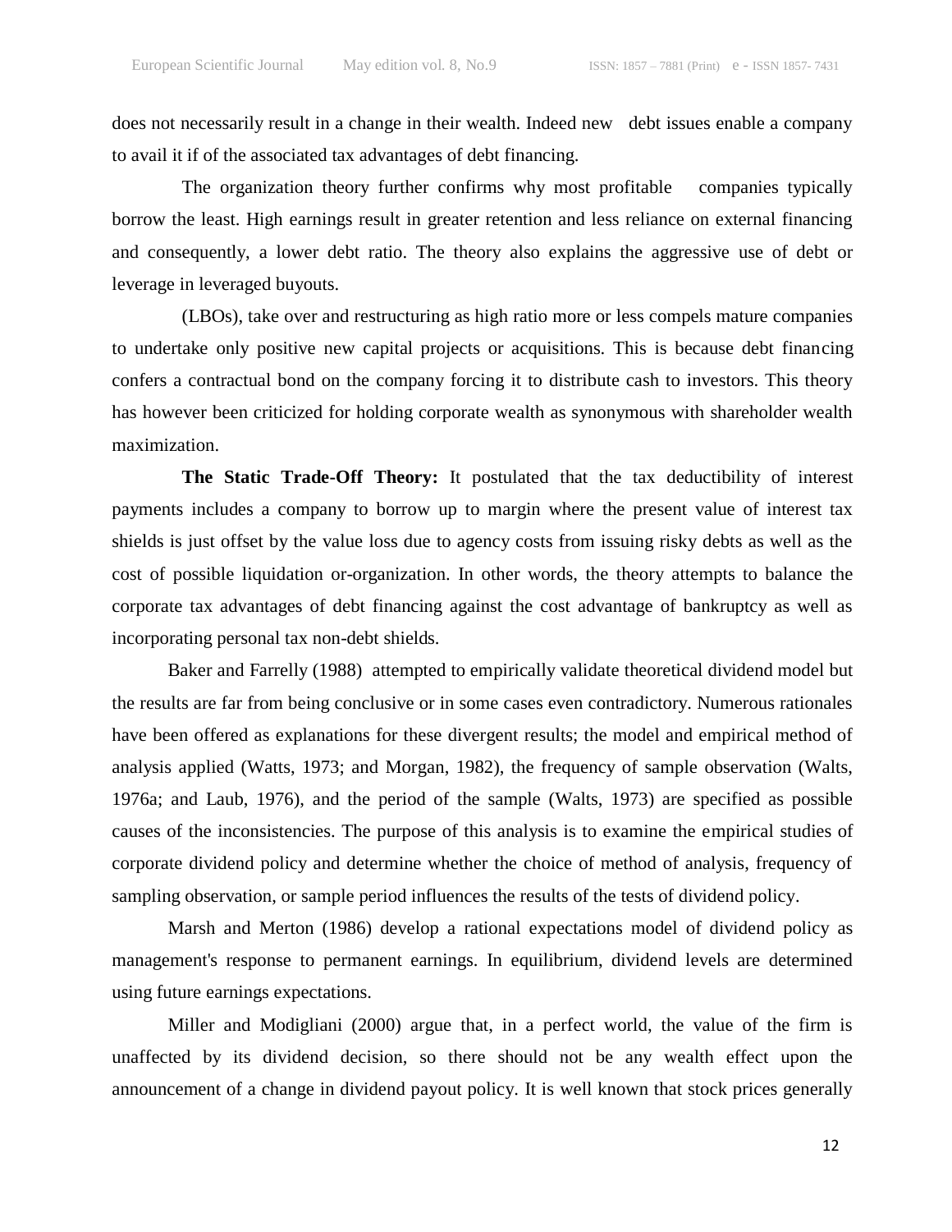does not necessarily result in a change in their wealth. Indeed new debt issues enable a company to avail it if of the associated tax advantages of debt financing.

The organization theory further confirms why most profitable companies typically borrow the least. High earnings result in greater retention and less reliance on external financing and consequently, a lower debt ratio. The theory also explains the aggressive use of debt or leverage in leveraged buyouts.

(LBOs), take over and restructuring as high ratio more or less compels mature companies to undertake only positive new capital projects or acquisitions. This is because debt financing confers a contractual bond on the company forcing it to distribute cash to investors. This theory has however been criticized for holding corporate wealth as synonymous with shareholder wealth maximization.

**The Static Trade-Off Theory:** It postulated that the tax deductibility of interest payments includes a company to borrow up to margin where the present value of interest tax shields is just offset by the value loss due to agency costs from issuing risky debts as well as the cost of possible liquidation or-organization. In other words, the theory attempts to balance the corporate tax advantages of debt financing against the cost advantage of bankruptcy as well as incorporating personal tax non-debt shields.

Baker and Farrelly (1988) attempted to empirically validate theoretical dividend model but the results are far from being conclusive or in some cases even contradictory. Numerous rationales have been offered as explanations for these divergent results; the model and empirical method of analysis applied (Watts, 1973; and Morgan, 1982), the frequency of sample observation (Walts, 1976a; and Laub, 1976), and the period of the sample (Walts, 1973) are specified as possible causes of the inconsistencies. The purpose of this analysis is to examine the empirical studies of corporate dividend policy and determine whether the choice of method of analysis, frequency of sampling observation, or sample period influences the results of the tests of dividend policy.

Marsh and Merton (1986) develop a rational expectations model of dividend policy as management's response to permanent earnings. In equilibrium, dividend levels are determined using future earnings expectations.

Miller and Modigliani (2000) argue that, in a perfect world, the value of the firm is unaffected by its dividend decision, so there should not be any wealth effect upon the announcement of a change in dividend payout policy. It is well known that stock prices generally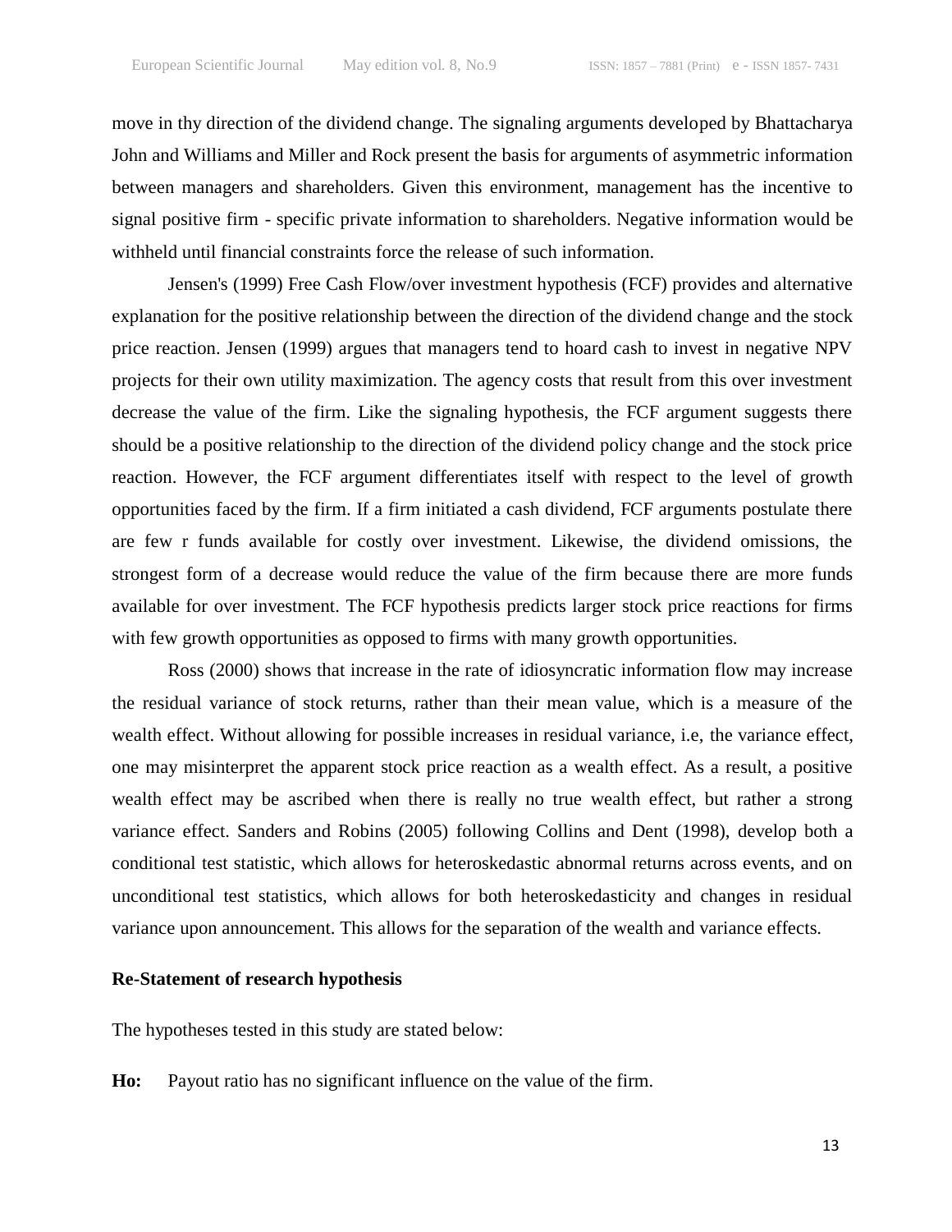move in thy direction of the dividend change. The signaling arguments developed by Bhattacharya John and Williams and Miller and Rock present the basis for arguments of asymmetric information between managers and shareholders. Given this environment, management has the incentive to signal positive firm - specific private information to shareholders. Negative information would be withheld until financial constraints force the release of such information.

Jensen's (1999) Free Cash Flow/over investment hypothesis (FCF) provides and alternative explanation for the positive relationship between the direction of the dividend change and the stock price reaction. Jensen (1999) argues that managers tend to hoard cash to invest in negative NPV projects for their own utility maximization. The agency costs that result from this over investment decrease the value of the firm. Like the signaling hypothesis, the FCF argument suggests there should be a positive relationship to the direction of the dividend policy change and the stock price reaction. However, the FCF argument differentiates itself with respect to the level of growth opportunities faced by the firm. If a firm initiated a cash dividend, FCF arguments postulate there are few r funds available for costly over investment. Likewise, the dividend omissions, the strongest form of a decrease would reduce the value of the firm because there are more funds available for over investment. The FCF hypothesis predicts larger stock price reactions for firms with few growth opportunities as opposed to firms with many growth opportunities.

Ross (2000) shows that increase in the rate of idiosyncratic information flow may increase the residual variance of stock returns, rather than their mean value, which is a measure of the wealth effect. Without allowing for possible increases in residual variance, i.e, the variance effect, one may misinterpret the apparent stock price reaction as a wealth effect. As a result, a positive wealth effect may be ascribed when there is really no true wealth effect, but rather a strong variance effect. Sanders and Robins (2005) following Collins and Dent (1998), develop both a conditional test statistic, which allows for heteroskedastic abnormal returns across events, and on unconditional test statistics, which allows for both heteroskedasticity and changes in residual variance upon announcement. This allows for the separation of the wealth and variance effects.

**Re-Statement of research hypothesis**

The hypotheses tested in this study are stated below:

**Ho:** Payout ratio has no significant influence on the value of the firm.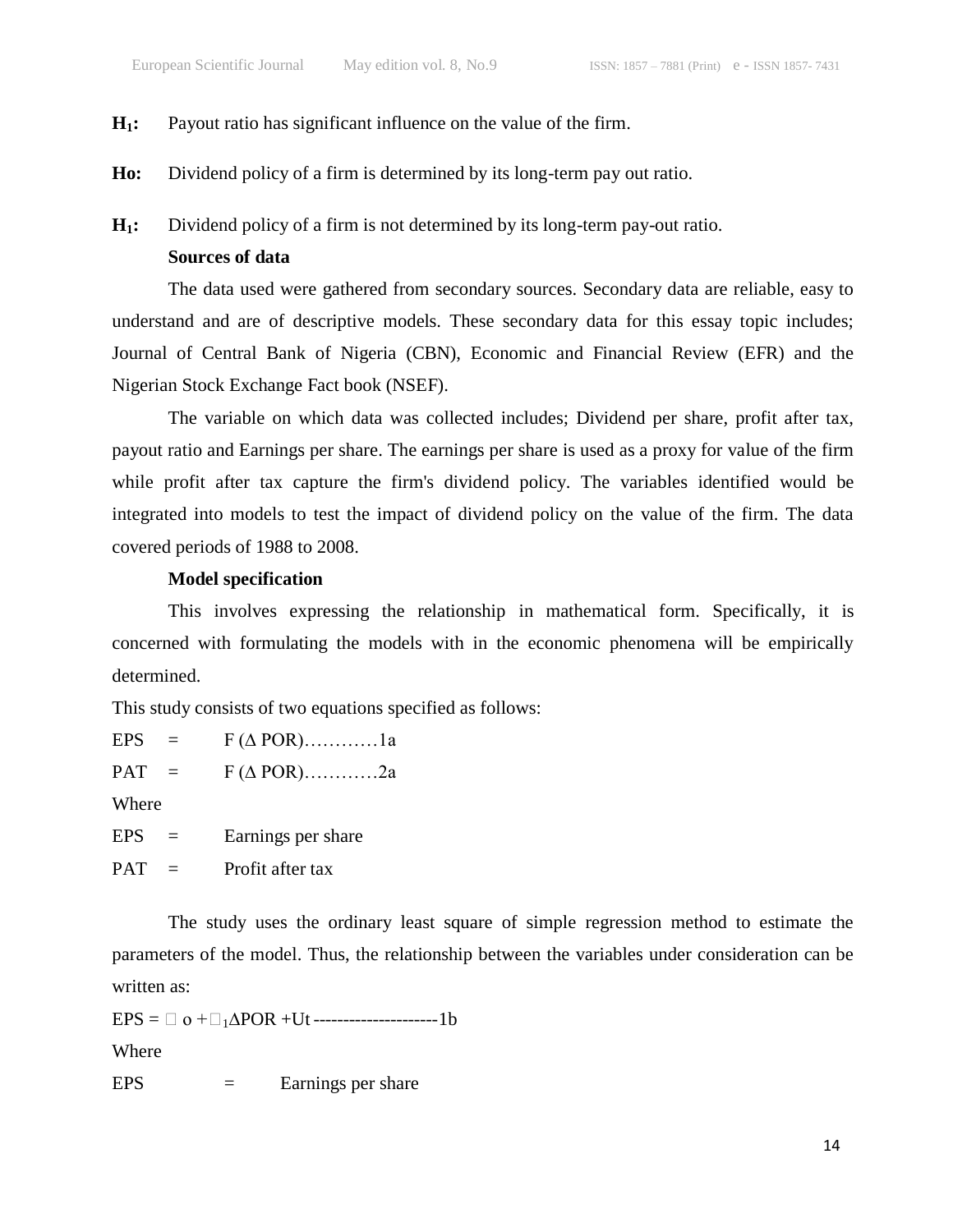**$H_1$:** Payout ratio has significant influence on the value of the firm.

**Ho:** Dividend policy of a firm is determined by its long-term pay out ratio.

**$H_1$:** Dividend policy of a firm is not determined by its long-term pay-out ratio.

**Sources of data**

The data used were gathered from secondary sources. Secondary data are reliable, easy to understand and are of descriptive models. These secondary data for this essay topic includes; Journal of Central Bank of Nigeria (CBN), Economic and Financial Review (EFR) and the Nigerian Stock Exchange Fact book (NSEF).

The variable on which data was collected includes; Dividend per share, profit after tax, payout ratio and Earnings per share. The earnings per share is used as a proxy for value of the firm while profit after tax capture the firm's dividend policy. The variables identified would be integrated into models to test the impact of dividend policy on the value of the firm. The data covered periods of 1988 to 2008.

**Model specification**

This involves expressing the relationship in mathematical form. Specifically, it is concerned with formulating the models with in the economic phenomena will be empirically determined.

This study consists of two equations specified as follows:

EPS = F (Δ POR)…………1a

PAT = F (Δ POR)…………2a

Where

EPS = Earnings per share

PAT = Profit after tax

The study uses the ordinary least square of simple regression method to estimate the parameters of the model. Thus, the relationship between the variables under consideration can be written as:

$EPS = \beta_o + \beta_1 \Delta POR + Ut$ ---------------------1b

Where

EPS = Earnings per share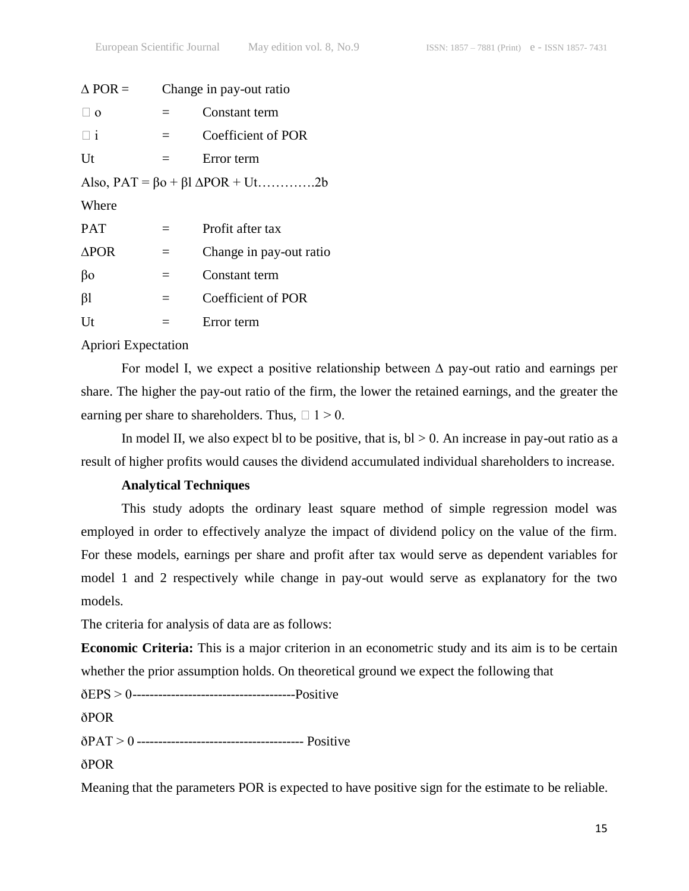| | | |
|---|---|---|
| $\Delta$ POR = | | Change in pay-out ratio |
| $\square$ o | = | Constant term |
| $\square$ i | = | Coefficient of POR |
| Ut | = | Error term |

Also, $PAT = \beta o + \beta l \, \Delta POR + Ut$………….2b

Where

| | | |
|---|---|---|
| PAT | = | Profit after tax |
| $\Delta$POR | = | Change in pay-out ratio |
| $\beta$o | = | Constant term |
| $\beta$l | = | Coefficient of POR |
| Ut | = | Error term |

Apriori Expectation

For model I, we expect a positive relationship between $\Delta$ pay-out ratio and earnings per share. The higher the pay-out ratio of the firm, the lower the retained earnings, and the greater the earning per share to shareholders. Thus, $\square$ 1 > 0.

In model II, we also expect bl to be positive, that is, bl > 0. An increase in pay-out ratio as a result of higher profits would causes the dividend accumulated individual shareholders to increase.

**Analytical Techniques**

This study adopts the ordinary least square method of simple regression model was employed in order to effectively analyze the impact of dividend policy on the value of the firm. For these models, earnings per share and profit after tax would serve as dependent variables for model 1 and 2 respectively while change in pay-out would serve as explanatory for the two models.

The criteria for analysis of data are as follows:

**Economic Criteria:** This is a major criterion in an econometric study and its aim is to be certain whether the prior assumption holds. On theoretical ground we expect the following that

ðEPS > 0-------------------------------------Positive

ðPOR

ðPAT > 0 -------------------------------------- Positive

ðPOR

Meaning that the parameters POR is expected to have positive sign for the estimate to be reliable.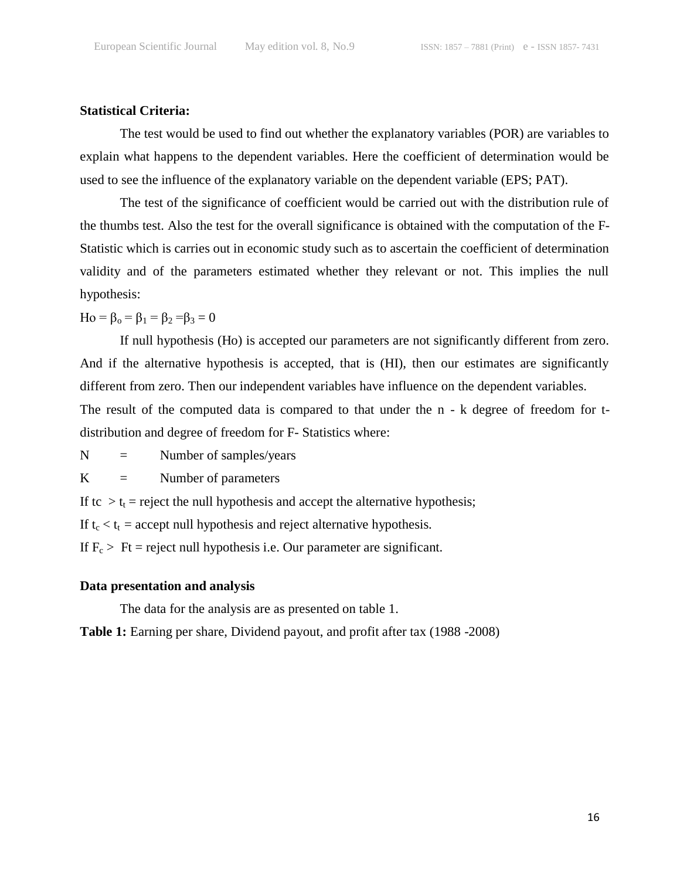**Statistical Criteria:**

The test would be used to find out whether the explanatory variables (POR) are variables to explain what happens to the dependent variables. Here the coefficient of determination would be used to see the influence of the explanatory variable on the dependent variable (EPS; PAT).

The test of the significance of coefficient would be carried out with the distribution rule of the thumbs test. Also the test for the overall significance is obtained with the computation of the F-Statistic which is carries out in economic study such as to ascertain the coefficient of determination validity and of the parameters estimated whether they relevant or not. This implies the null hypothesis:

$Ho = \beta_o = \beta_1 = \beta_2 = \beta_3 = 0$

If null hypothesis (Ho) is accepted our parameters are not significantly different from zero. And if the alternative hypothesis is accepted, that is (HI), then our estimates are significantly different from zero. Then our independent variables have influence on the dependent variables.

The result of the computed data is compared to that under the n - k degree of freedom for t-distribution and degree of freedom for F- Statistics where:

N = Number of samples/years

K = Number of parameters

If $tc > t_t$ = reject the null hypothesis and accept the alternative hypothesis;

If $t_c < t_t$ = accept null hypothesis and reject alternative hypothesis.

If $F_c > Ft$ = reject null hypothesis i.e. Our parameter are significant.

**Data presentation and analysis**

The data for the analysis are as presented on table 1.

**Table 1:** Earning per share, Dividend payout, and profit after tax (1988 -2008)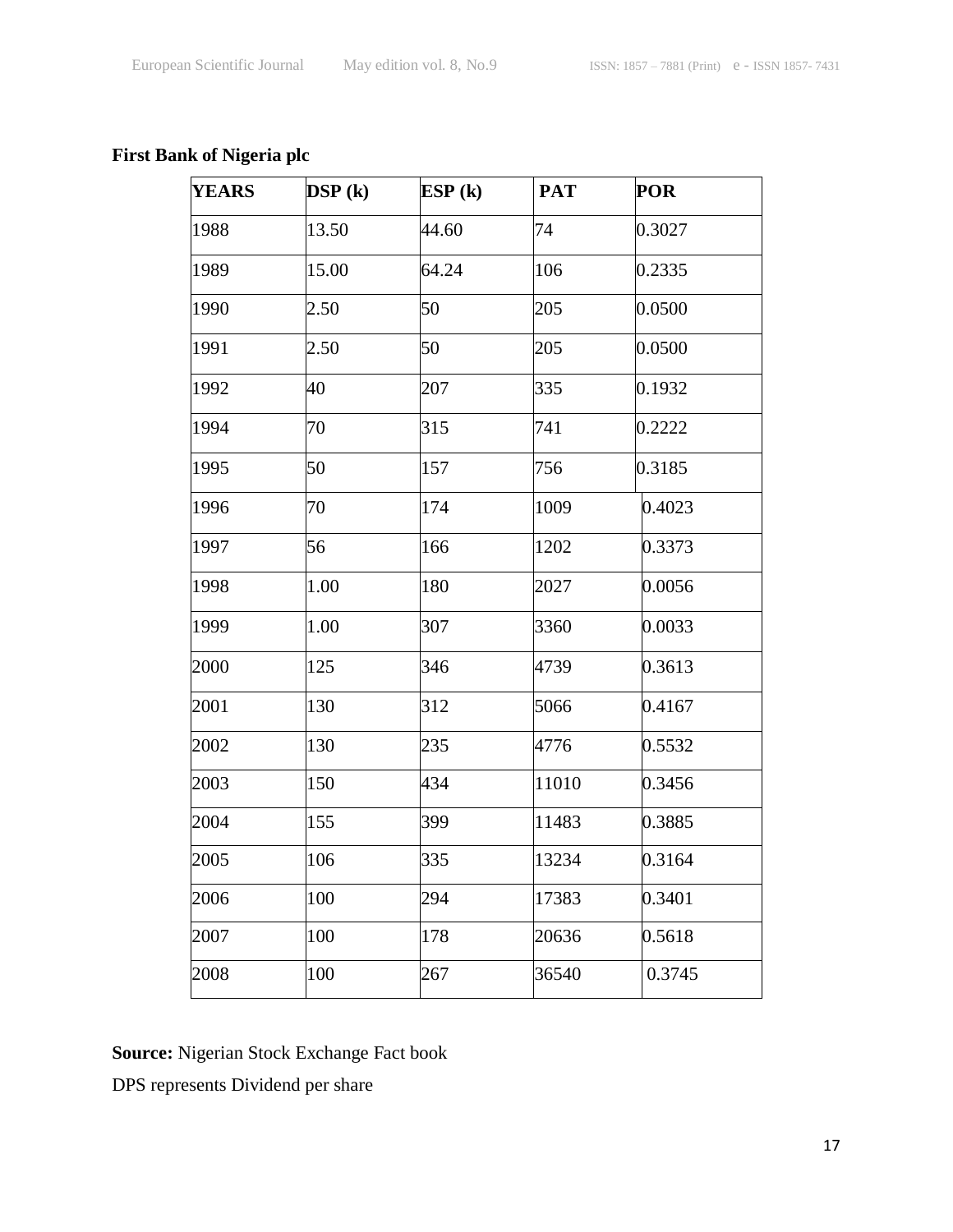**First Bank of Nigeria plc**

| YEARS | DSP (k) | ESP (k) | PAT | POR |
|---|---|---|---|---|
| 1988 | 13.50 | 44.60 | 74 | 0.3027 |
| 1989 | 15.00 | 64.24 | 106 | 0.2335 |
| 1990 | 2.50 | 50 | 205 | 0.0500 |
| 1991 | 2.50 | 50 | 205 | 0.0500 |
| 1992 | 40 | 207 | 335 | 0.1932 |
| 1994 | 70 | 315 | 741 | 0.2222 |
| 1995 | 50 | 157 | 756 | 0.3185 |
| 1996 | 70 | 174 | 1009 | 0.4023 |
| 1997 | 56 | 166 | 1202 | 0.3373 |
| 1998 | 1.00 | 180 | 2027 | 0.0056 |
| 1999 | 1.00 | 307 | 3360 | 0.0033 |
| 2000 | 125 | 346 | 4739 | 0.3613 |
| 2001 | 130 | 312 | 5066 | 0.4167 |
| 2002 | 130 | 235 | 4776 | 0.5532 |
| 2003 | 150 | 434 | 11010 | 0.3456 |
| 2004 | 155 | 399 | 11483 | 0.3885 |
| 2005 | 106 | 335 | 13234 | 0.3164 |
| 2006 | 100 | 294 | 17383 | 0.3401 |
| 2007 | 100 | 178 | 20636 | 0.5618 |
| 2008 | 100 | 267 | 36540 | 0.3745 |

**Source:** Nigerian Stock Exchange Fact book

DPS represents Dividend per share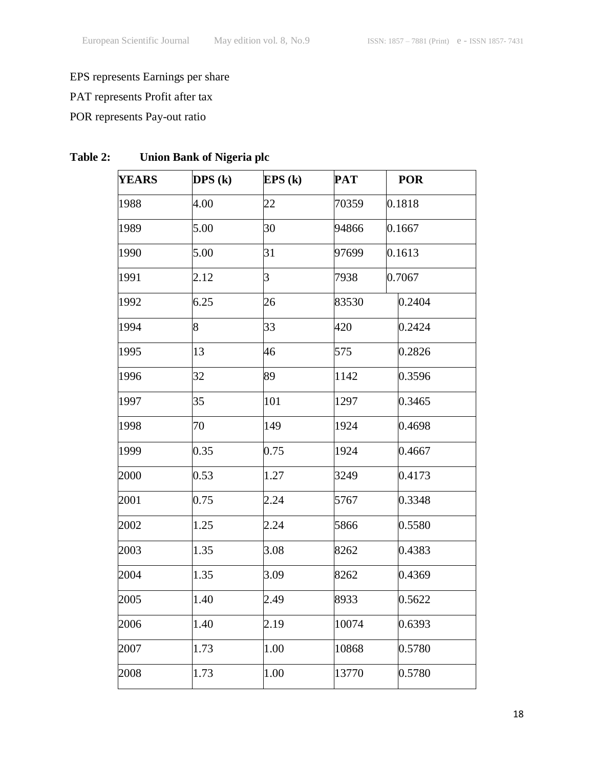EPS represents Earnings per share

PAT represents Profit after tax

POR represents Pay-out ratio

**Table 2: Union Bank of Nigeria plc**

| YEARS | DPS (k) | EPS (k) | PAT | POR |
|---|---|---|---|---|
| 1988 | 4.00 | 22 | 70359 | 0.1818 |
| 1989 | 5.00 | 30 | 94866 | 0.1667 |
| 1990 | 5.00 | 31 | 97699 | 0.1613 |
| 1991 | 2.12 | 3 | 7938 | 0.7067 |
| 1992 | 6.25 | 26 | 83530 | 0.2404 |
| 1994 | 8 | 33 | 420 | 0.2424 |
| 1995 | 13 | 46 | 575 | 0.2826 |
| 1996 | 32 | 89 | 1142 | 0.3596 |
| 1997 | 35 | 101 | 1297 | 0.3465 |
| 1998 | 70 | 149 | 1924 | 0.4698 |
| 1999 | 0.35 | 0.75 | 1924 | 0.4667 |
| 2000 | 0.53 | 1.27 | 3249 | 0.4173 |
| 2001 | 0.75 | 2.24 | 5767 | 0.3348 |
| 2002 | 1.25 | 2.24 | 5866 | 0.5580 |
| 2003 | 1.35 | 3.08 | 8262 | 0.4383 |
| 2004 | 1.35 | 3.09 | 8262 | 0.4369 |
| 2005 | 1.40 | 2.49 | 8933 | 0.5622 |
| 2006 | 1.40 | 2.19 | 10074 | 0.6393 |
| 2007 | 1.73 | 1.00 | 10868 | 0.5780 |
| 2008 | 1.73 | 1.00 | 13770 | 0.5780 |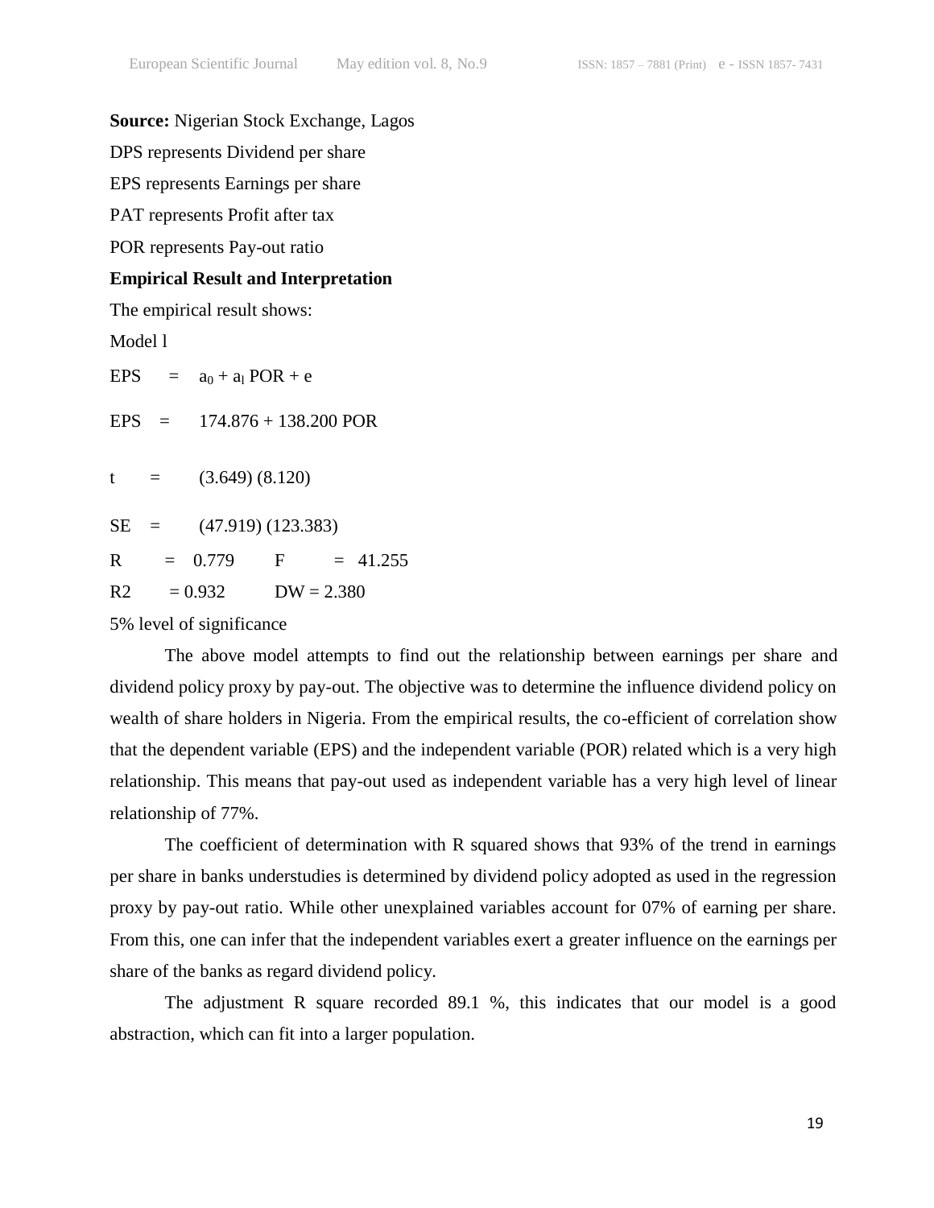**Source:** Nigerian Stock Exchange, Lagos

DPS represents Dividend per share

EPS represents Earnings per share

PAT represents Profit after tax

POR represents Pay-out ratio

**Empirical Result and Interpretation**

The empirical result shows:

Model l

$$EPS = a_0 + a_l \, POR + e$$

$$EPS = 174.876 + 138.200 \, POR$$

$$t = (3.649) \; (8.120)$$

$$SE = (47.919) \; (123.383)$$

$R = 0.779$ $F = 41.255$

$R2 = 0.932$ $DW = 2.380$

5% level of significance

The above model attempts to find out the relationship between earnings per share and dividend policy proxy by pay-out. The objective was to determine the influence dividend policy on wealth of share holders in Nigeria. From the empirical results, the co-efficient of correlation show that the dependent variable (EPS) and the independent variable (POR) related which is a very high relationship. This means that pay-out used as independent variable has a very high level of linear relationship of 77%.

The coefficient of determination with R squared shows that 93% of the trend in earnings per share in banks understudies is determined by dividend policy adopted as used in the regression proxy by pay-out ratio. While other unexplained variables account for 07% of earning per share. From this, one can infer that the independent variables exert a greater influence on the earnings per share of the banks as regard dividend policy.

The adjustment R square recorded 89.1 %, this indicates that our model is a good abstraction, which can fit into a larger population.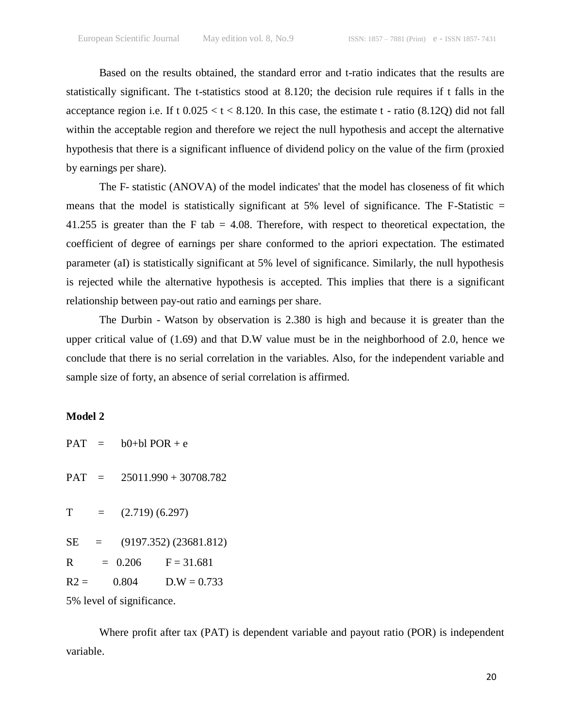Based on the results obtained, the standard error and t-ratio indicates that the results are statistically significant. The t-statistics stood at 8.120; the decision rule requires if t falls in the acceptance region i.e. If t $0.025 < t < 8.120$. In this case, the estimate t - ratio (8.12Q) did not fall within the acceptable region and therefore we reject the null hypothesis and accept the alternative hypothesis that there is a significant influence of dividend policy on the value of the firm (proxied by earnings per share).

The F- statistic (ANOVA) of the model indicates' that the model has closeness of fit which means that the model is statistically significant at 5% level of significance. The F-Statistic = 41.255 is greater than the F tab = 4.08. Therefore, with respect to theoretical expectation, the coefficient of degree of earnings per share conformed to the apriori expectation. The estimated parameter (aI) is statistically significant at 5% level of significance. Similarly, the null hypothesis is rejected while the alternative hypothesis is accepted. This implies that there is a significant relationship between pay-out ratio and earnings per share.

The Durbin - Watson by observation is 2.380 is high and because it is greater than the upper critical value of (1.69) and that D.W value must be in the neighborhood of 2.0, hence we conclude that there is no serial correlation in the variables. Also, for the independent variable and sample size of forty, an absence of serial correlation is affirmed.

**Model 2**

PAT = b0+bl POR + e

PAT = 25011.990 + 30708.782

T = (2.719) (6.297)

SE = (9197.352) (23681.812)

R = 0.206 F = 31.681

R2 = 0.804 D.W = 0.733

5% level of significance.

Where profit after tax (PAT) is dependent variable and payout ratio (POR) is independent variable.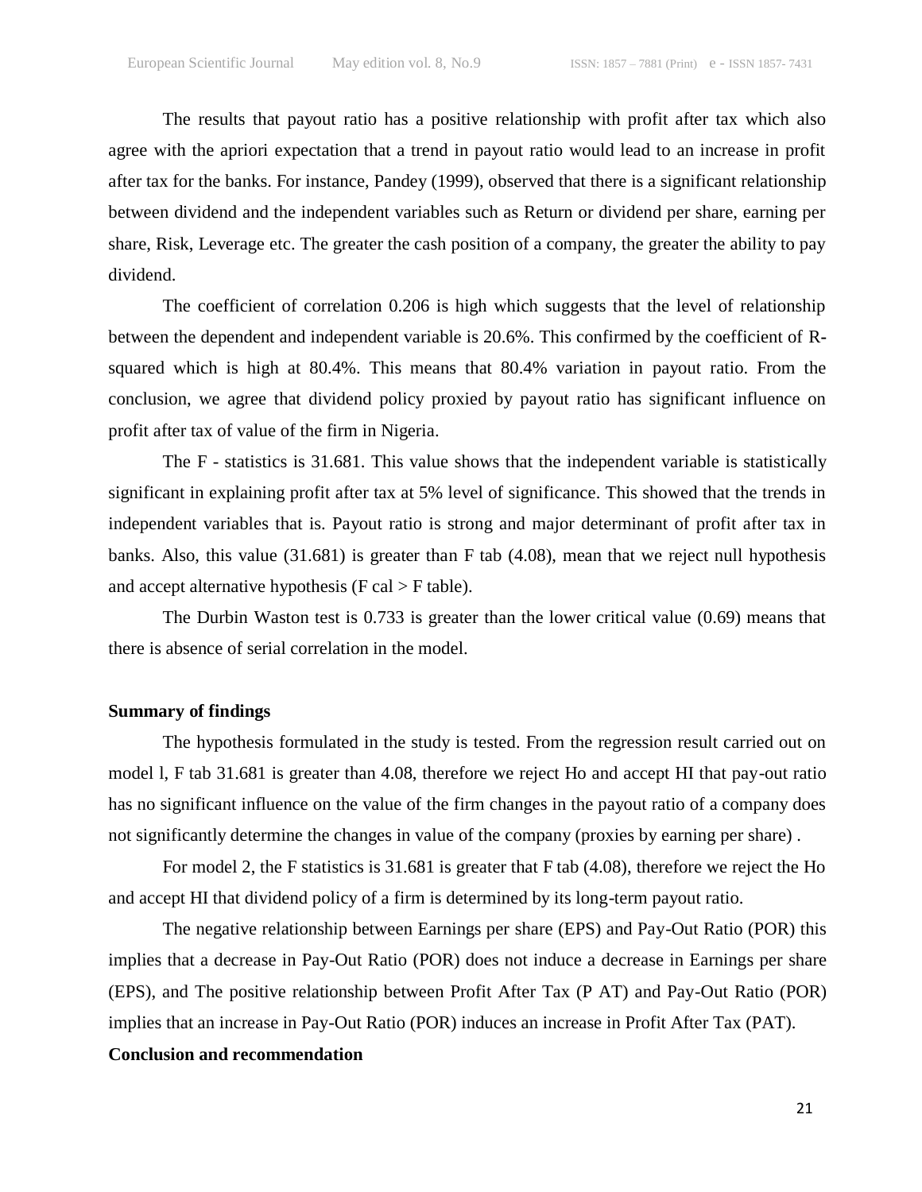The results that payout ratio has a positive relationship with profit after tax which also agree with the apriori expectation that a trend in payout ratio would lead to an increase in profit after tax for the banks. For instance, Pandey (1999), observed that there is a significant relationship between dividend and the independent variables such as Return or dividend per share, earning per share, Risk, Leverage etc. The greater the cash position of a company, the greater the ability to pay dividend.

The coefficient of correlation 0.206 is high which suggests that the level of relationship between the dependent and independent variable is 20.6%. This confirmed by the coefficient of R-squared which is high at 80.4%. This means that 80.4% variation in payout ratio. From the conclusion, we agree that dividend policy proxied by payout ratio has significant influence on profit after tax of value of the firm in Nigeria.

The F - statistics is 31.681. This value shows that the independent variable is statistically significant in explaining profit after tax at 5% level of significance. This showed that the trends in independent variables that is. Payout ratio is strong and major determinant of profit after tax in banks. Also, this value (31.681) is greater than F tab (4.08), mean that we reject null hypothesis and accept alternative hypothesis (F cal > F table).

The Durbin Waston test is 0.733 is greater than the lower critical value (0.69) means that there is absence of serial correlation in the model.

### Summary of findings

The hypothesis formulated in the study is tested. From the regression result carried out on model l, F tab 31.681 is greater than 4.08, therefore we reject Ho and accept HI that pay-out ratio has no significant influence on the value of the firm changes in the payout ratio of a company does not significantly determine the changes in value of the company (proxies by earning per share) .

For model 2, the F statistics is 31.681 is greater that F tab (4.08), therefore we reject the Ho and accept HI that dividend policy of a firm is determined by its long-term payout ratio.

The negative relationship between Earnings per share (EPS) and Pay-Out Ratio (POR) this implies that a decrease in Pay-Out Ratio (POR) does not induce a decrease in Earnings per share (EPS), and The positive relationship between Profit After Tax (P AT) and Pay-Out Ratio (POR) implies that an increase in Pay-Out Ratio (POR) induces an increase in Profit After Tax (PAT).

### Conclusion and recommendation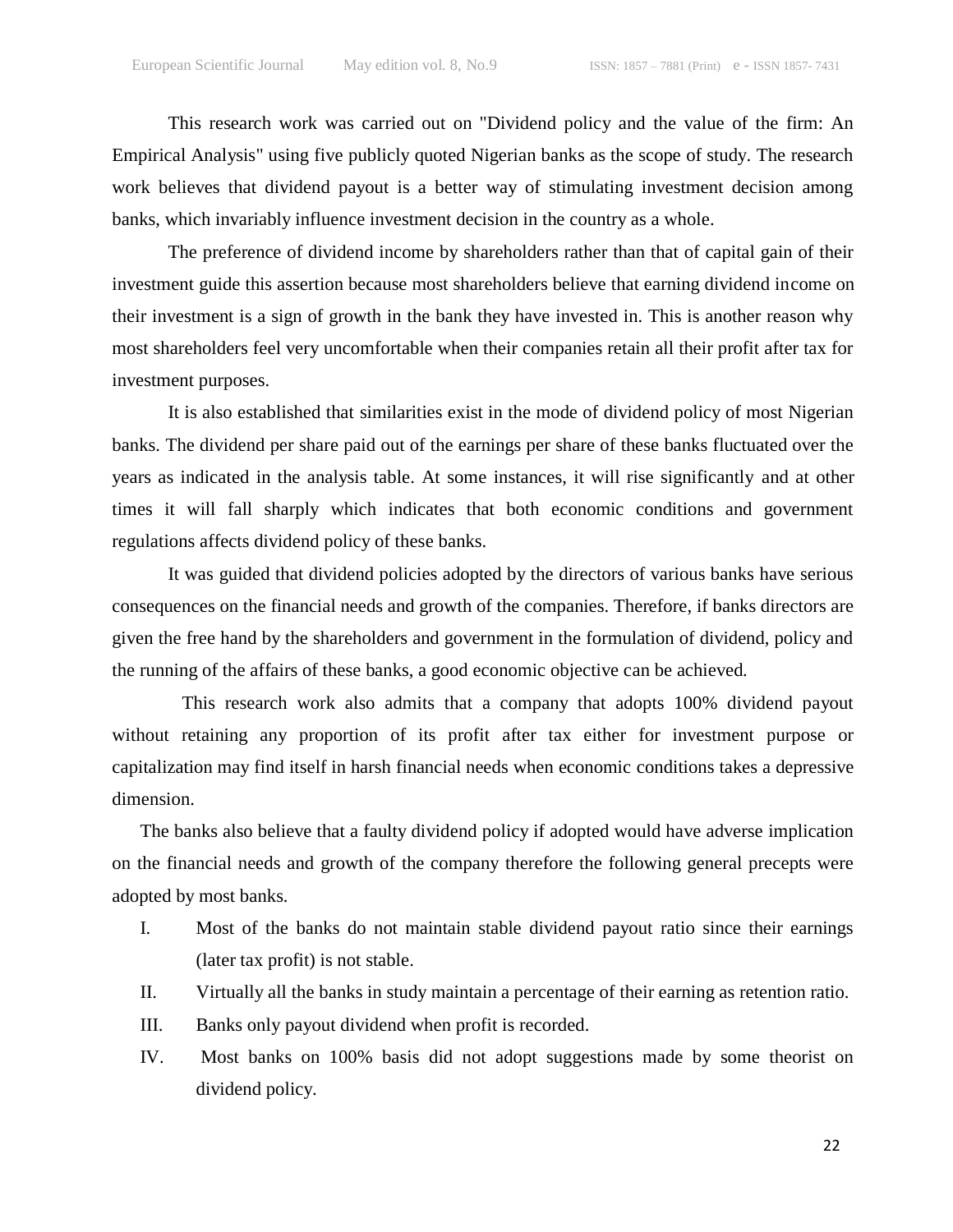This research work was carried out on "Dividend policy and the value of the firm: An Empirical Analysis" using five publicly quoted Nigerian banks as the scope of study. The research work believes that dividend payout is a better way of stimulating investment decision among banks, which invariably influence investment decision in the country as a whole.

The preference of dividend income by shareholders rather than that of capital gain of their investment guide this assertion because most shareholders believe that earning dividend income on their investment is a sign of growth in the bank they have invested in. This is another reason why most shareholders feel very uncomfortable when their companies retain all their profit after tax for investment purposes.

It is also established that similarities exist in the mode of dividend policy of most Nigerian banks. The dividend per share paid out of the earnings per share of these banks fluctuated over the years as indicated in the analysis table. At some instances, it will rise significantly and at other times it will fall sharply which indicates that both economic conditions and government regulations affects dividend policy of these banks.

It was guided that dividend policies adopted by the directors of various banks have serious consequences on the financial needs and growth of the companies. Therefore, if banks directors are given the free hand by the shareholders and government in the formulation of dividend, policy and the running of the affairs of these banks, a good economic objective can be achieved.

This research work also admits that a company that adopts 100% dividend payout without retaining any proportion of its profit after tax either for investment purpose or capitalization may find itself in harsh financial needs when economic conditions takes a depressive dimension.

The banks also believe that a faulty dividend policy if adopted would have adverse implication on the financial needs and growth of the company therefore the following general precepts were adopted by most banks.

I. Most of the banks do not maintain stable dividend payout ratio since their earnings (later tax profit) is not stable.
II. Virtually all the banks in study maintain a percentage of their earning as retention ratio.
III. Banks only payout dividend when profit is recorded.
IV. Most banks on 100% basis did not adopt suggestions made by some theorist on dividend policy.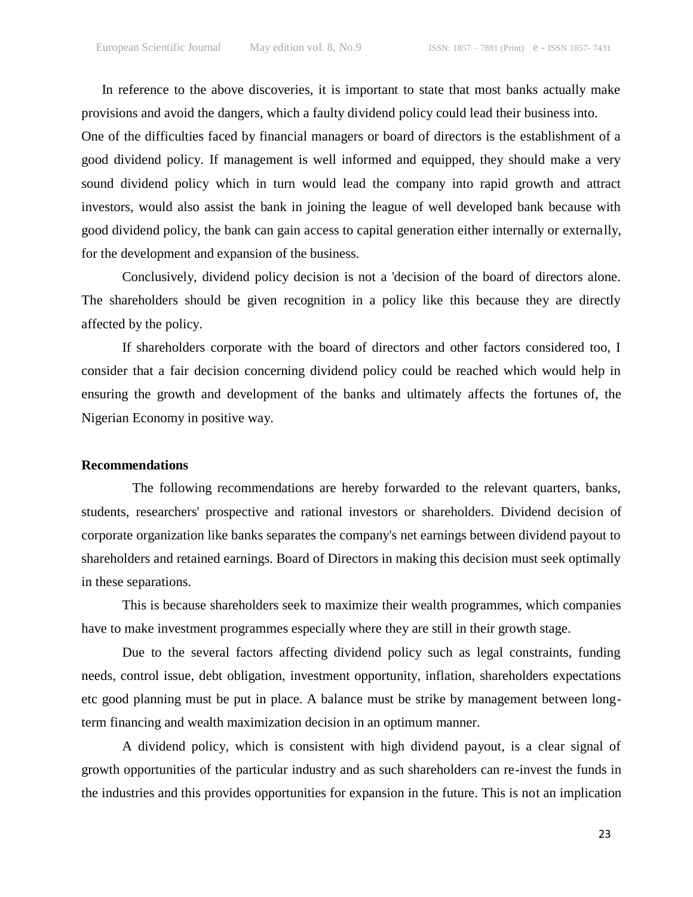In reference to the above discoveries, it is important to state that most banks actually make provisions and avoid the dangers, which a faulty dividend policy could lead their business into. One of the difficulties faced by financial managers or board of directors is the establishment of a good dividend policy. If management is well informed and equipped, they should make a very sound dividend policy which in turn would lead the company into rapid growth and attract investors, would also assist the bank in joining the league of well developed bank because with good dividend policy, the bank can gain access to capital generation either internally or externally, for the development and expansion of the business.

Conclusively, dividend policy decision is not a 'decision of the board of directors alone. The shareholders should be given recognition in a policy like this because they are directly affected by the policy.

If shareholders corporate with the board of directors and other factors considered too, I consider that a fair decision concerning dividend policy could be reached which would help in ensuring the growth and development of the banks and ultimately affects the fortunes of, the Nigerian Economy in positive way.

**Recommendations**

The following recommendations are hereby forwarded to the relevant quarters, banks, students, researchers' prospective and rational investors or shareholders. Dividend decision of corporate organization like banks separates the company's net earnings between dividend payout to shareholders and retained earnings. Board of Directors in making this decision must seek optimally in these separations.

This is because shareholders seek to maximize their wealth programmes, which companies have to make investment programmes especially where they are still in their growth stage.

Due to the several factors affecting dividend policy such as legal constraints, funding needs, control issue, debt obligation, investment opportunity, inflation, shareholders expectations etc good planning must be put in place. A balance must be strike by management between long-term financing and wealth maximization decision in an optimum manner.

A dividend policy, which is consistent with high dividend payout, is a clear signal of growth opportunities of the particular industry and as such shareholders can re-invest the funds in the industries and this provides opportunities for expansion in the future. This is not an implication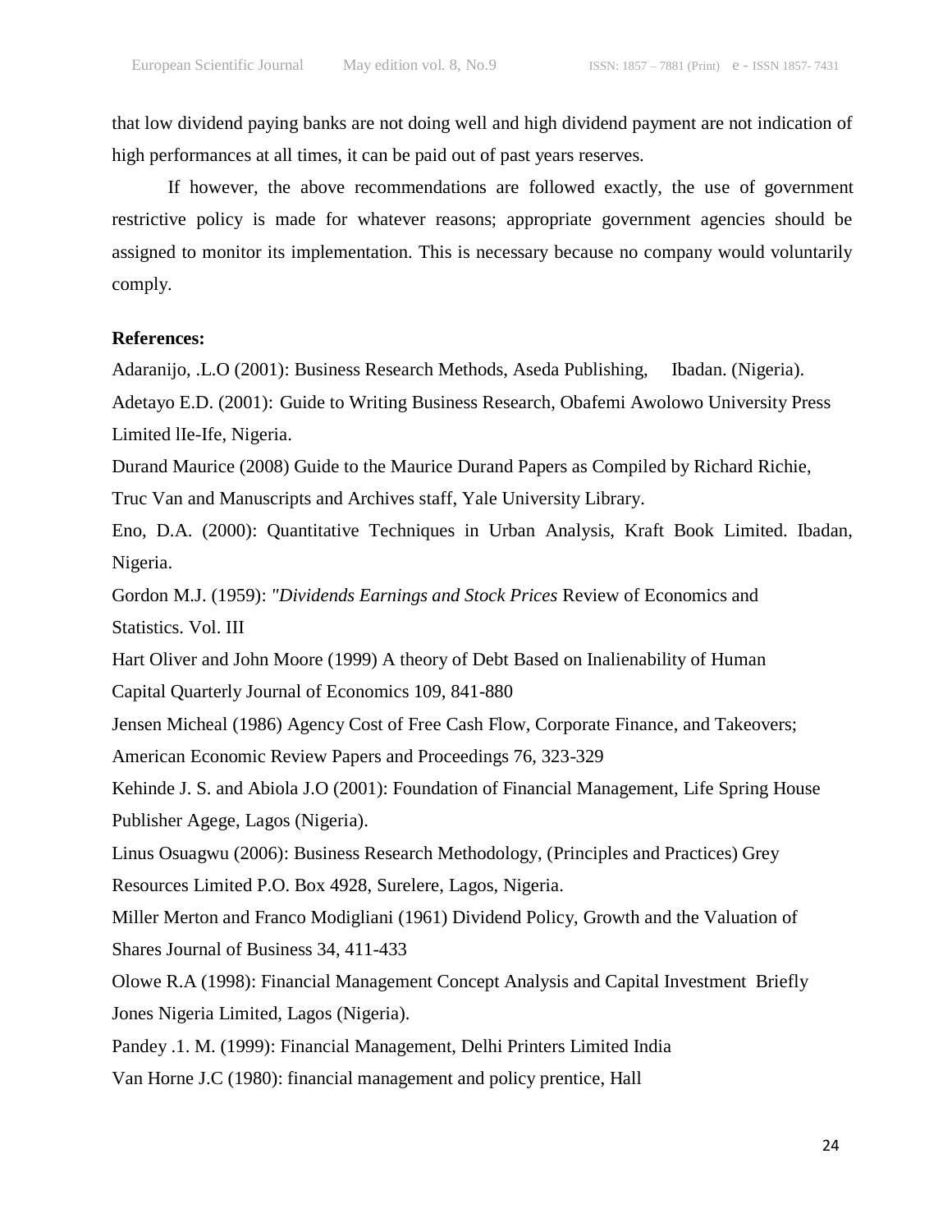that low dividend paying banks are not doing well and high dividend payment are not indication of high performances at all times, it can be paid out of past years reserves.

If however, the above recommendations are followed exactly, the use of government restrictive policy is made for whatever reasons; appropriate government agencies should be assigned to monitor its implementation. This is necessary because no company would voluntarily comply.

**References:**

Adaranijo, .L.O (2001): Business Research Methods, Aseda Publishing, Ibadan. (Nigeria).

Adetayo E.D. (2001): Guide to Writing Business Research, Obafemi Awolowo University Press Limited lIe-Ife, Nigeria.

Durand Maurice (2008) Guide to the Maurice Durand Papers as Compiled by Richard Richie, Truc Van and Manuscripts and Archives staff, Yale University Library.

Eno, D.A. (2000): Quantitative Techniques in Urban Analysis, Kraft Book Limited. Ibadan, Nigeria.

Gordon M.J. (1959): *"Dividends Earnings and Stock Prices* Review of Economics and Statistics. Vol. III

Hart Oliver and John Moore (1999) A theory of Debt Based on Inalienability of Human Capital Quarterly Journal of Economics 109, 841-880

Jensen Micheal (1986) Agency Cost of Free Cash Flow, Corporate Finance, and Takeovers; American Economic Review Papers and Proceedings 76, 323-329

Kehinde J. S. and Abiola J.O (2001): Foundation of Financial Management, Life Spring House Publisher Agege, Lagos (Nigeria).

Linus Osuagwu (2006): Business Research Methodology, (Principles and Practices) Grey Resources Limited P.O. Box 4928, Surelere, Lagos, Nigeria.

Miller Merton and Franco Modigliani (1961) Dividend Policy, Growth and the Valuation of Shares Journal of Business 34, 411-433

Olowe R.A (1998): Financial Management Concept Analysis and Capital Investment Briefly Jones Nigeria Limited, Lagos (Nigeria).

Pandey .1. M. (1999): Financial Management, Delhi Printers Limited India

Van Horne J.C (1980): financial management and policy prentice, Hall